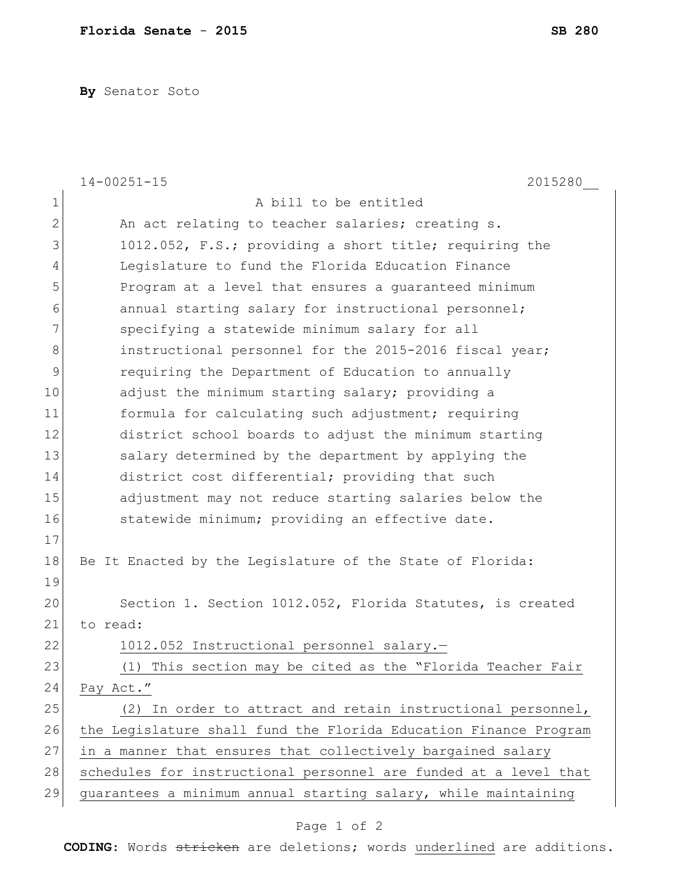By Senator Soto

14-00251-15 2015280__

A bill to be entitled

An act relating to teacher salaries; creating s. 1012.052, F.S.; providing a short title; requiring the Legislature to fund the Florida Education Finance Program at a level that ensures a guaranteed minimum annual starting salary for instructional personnel; specifying a statewide minimum salary for all instructional personnel for the 2015-2016 fiscal year; requiring the Department of Education to annually adjust the minimum starting salary; providing a formula for calculating such adjustment; requiring district school boards to adjust the minimum starting salary determined by the department by applying the district cost differential; providing that such adjustment may not reduce starting salaries below the statewide minimum; providing an effective date.

Be It Enacted by the Legislature of the State of Florida:

Section 1. Section 1012.052, Florida Statutes, is created to read:

1012.052 Instructional personnel salary.—

(1) This section may be cited as the "Florida Teacher Fair Pay Act."

(2) In order to attract and retain instructional personnel, the Legislature shall fund the Florida Education Finance Program in a manner that ensures that collectively bargained salary schedules for instructional personnel are funded at a level that guarantees a minimum annual starting salary, while maintaining

CODING: Words ~~stricken~~ are deletions; words underlined are additions.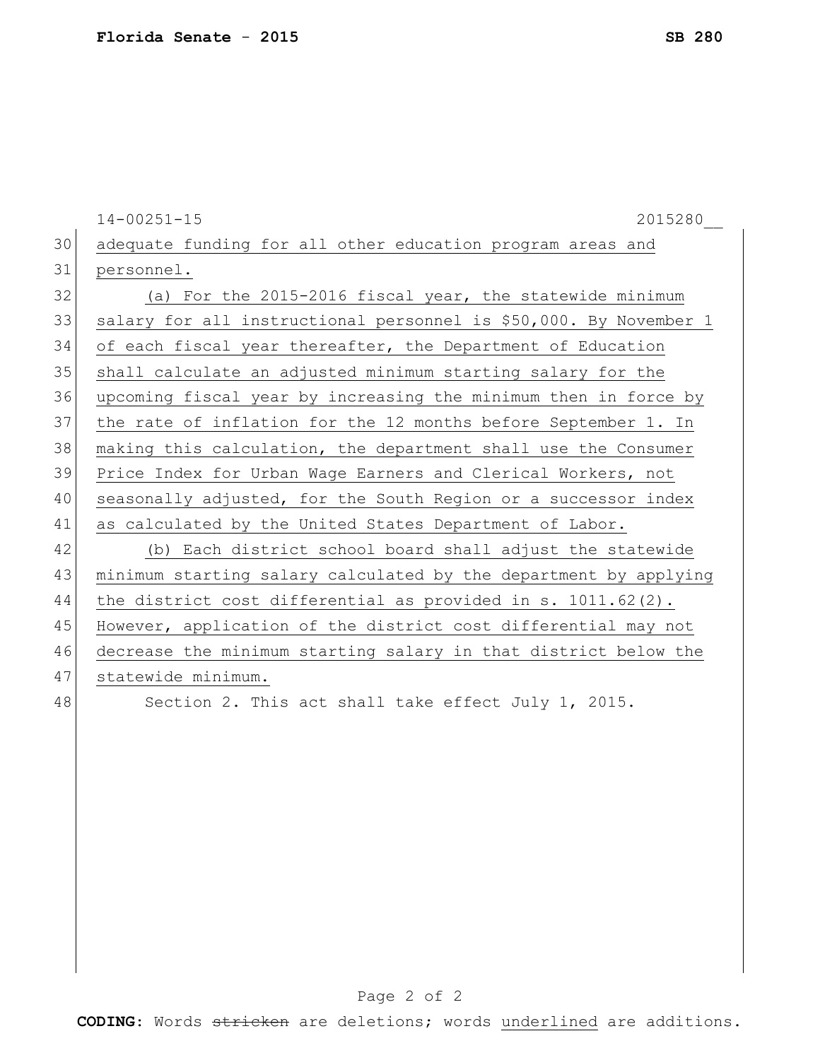adequate funding for all other education program areas and personnel.

(a) For the 2015-2016 fiscal year, the statewide minimum salary for all instructional personnel is $50,000. By November 1 of each fiscal year thereafter, the Department of Education shall calculate an adjusted minimum starting salary for the upcoming fiscal year by increasing the minimum then in force by the rate of inflation for the 12 months before September 1. In making this calculation, the department shall use the Consumer Price Index for Urban Wage Earners and Clerical Workers, not seasonally adjusted, for the South Region or a successor index as calculated by the United States Department of Labor.

(b) Each district school board shall adjust the statewide minimum starting salary calculated by the department by applying the district cost differential as provided in s. 1011.62(2). However, application of the district cost differential may not decrease the minimum starting salary in that district below the statewide minimum.

Section 2. This act shall take effect July 1, 2015.